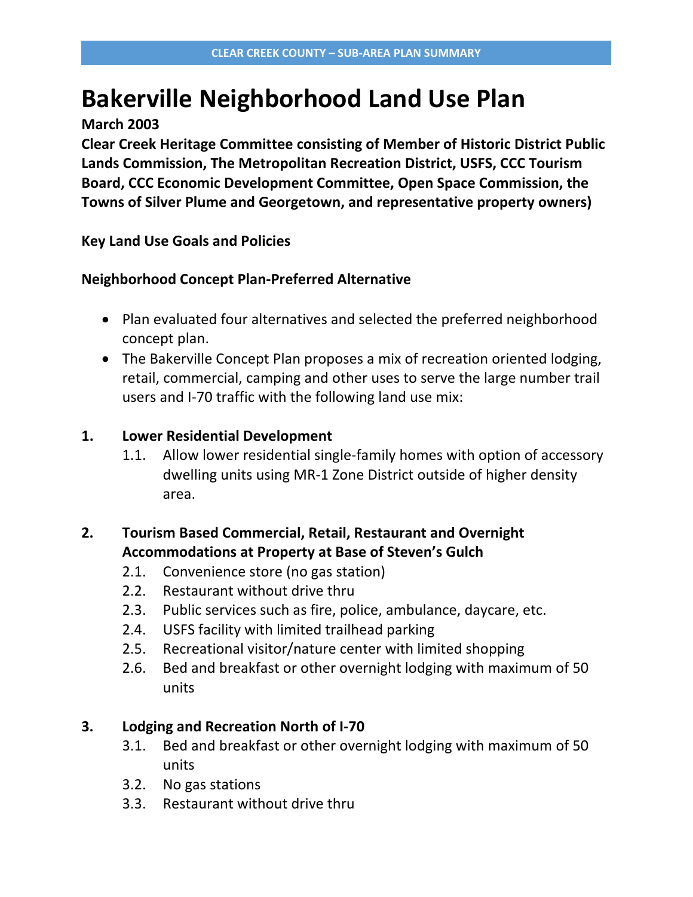# Bakerville Neighborhood Land Use Plan

**March 2003**

**Clear Creek Heritage Committee consisting of Member of Historic District Public Lands Commission, The Metropolitan Recreation District, USFS, CCC Tourism Board, CCC Economic Development Committee, Open Space Commission, the Towns of Silver Plume and Georgetown, and representative property owners)**

**Key Land Use Goals and Policies**

**Neighborhood Concept Plan-Preferred Alternative**

- Plan evaluated four alternatives and selected the preferred neighborhood concept plan.
- The Bakerville Concept Plan proposes a mix of recreation oriented lodging, retail, commercial, camping and other uses to serve the large number trail users and I-70 traffic with the following land use mix:

**1. Lower Residential Development**

1.1. Allow lower residential single-family homes with option of accessory dwelling units using MR-1 Zone District outside of higher density area.

**2. Tourism Based Commercial, Retail, Restaurant and Overnight Accommodations at Property at Base of Steven's Gulch**

2.1. Convenience store (no gas station)
2.2. Restaurant without drive thru
2.3. Public services such as fire, police, ambulance, daycare, etc.
2.4. USFS facility with limited trailhead parking
2.5. Recreational visitor/nature center with limited shopping
2.6. Bed and breakfast or other overnight lodging with maximum of 50 units

**3. Lodging and Recreation North of I-70**

3.1. Bed and breakfast or other overnight lodging with maximum of 50 units
3.2. No gas stations
3.3. Restaurant without drive thru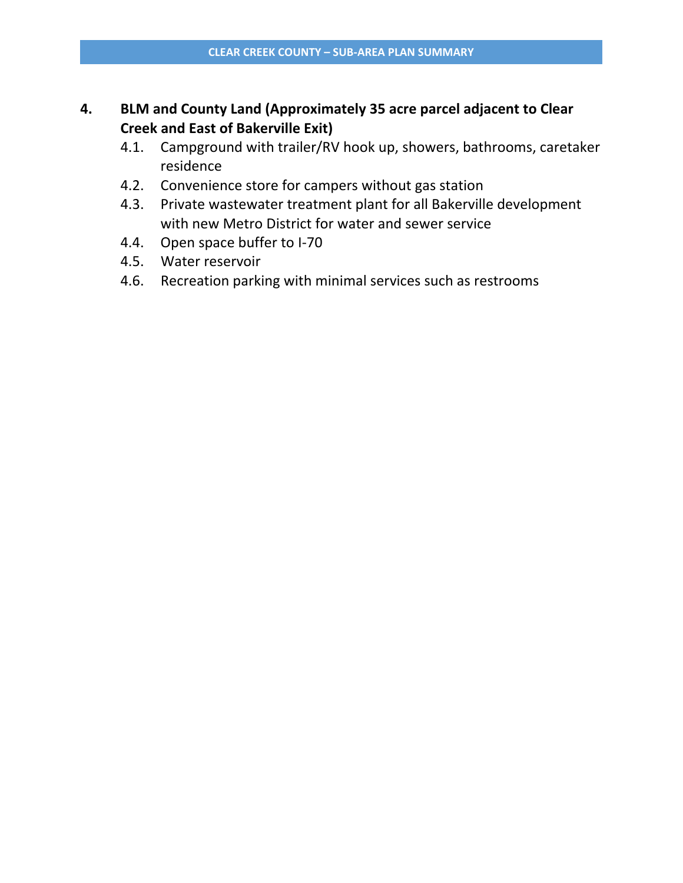**4. BLM and County Land (Approximately 35 acre parcel adjacent to Clear Creek and East of Bakerville Exit)**

- 4.1. Campground with trailer/RV hook up, showers, bathrooms, caretaker residence
- 4.2. Convenience store for campers without gas station
- 4.3. Private wastewater treatment plant for all Bakerville development with new Metro District for water and sewer service
- 4.4. Open space buffer to I-70
- 4.5. Water reservoir
- 4.6. Recreation parking with minimal services such as restrooms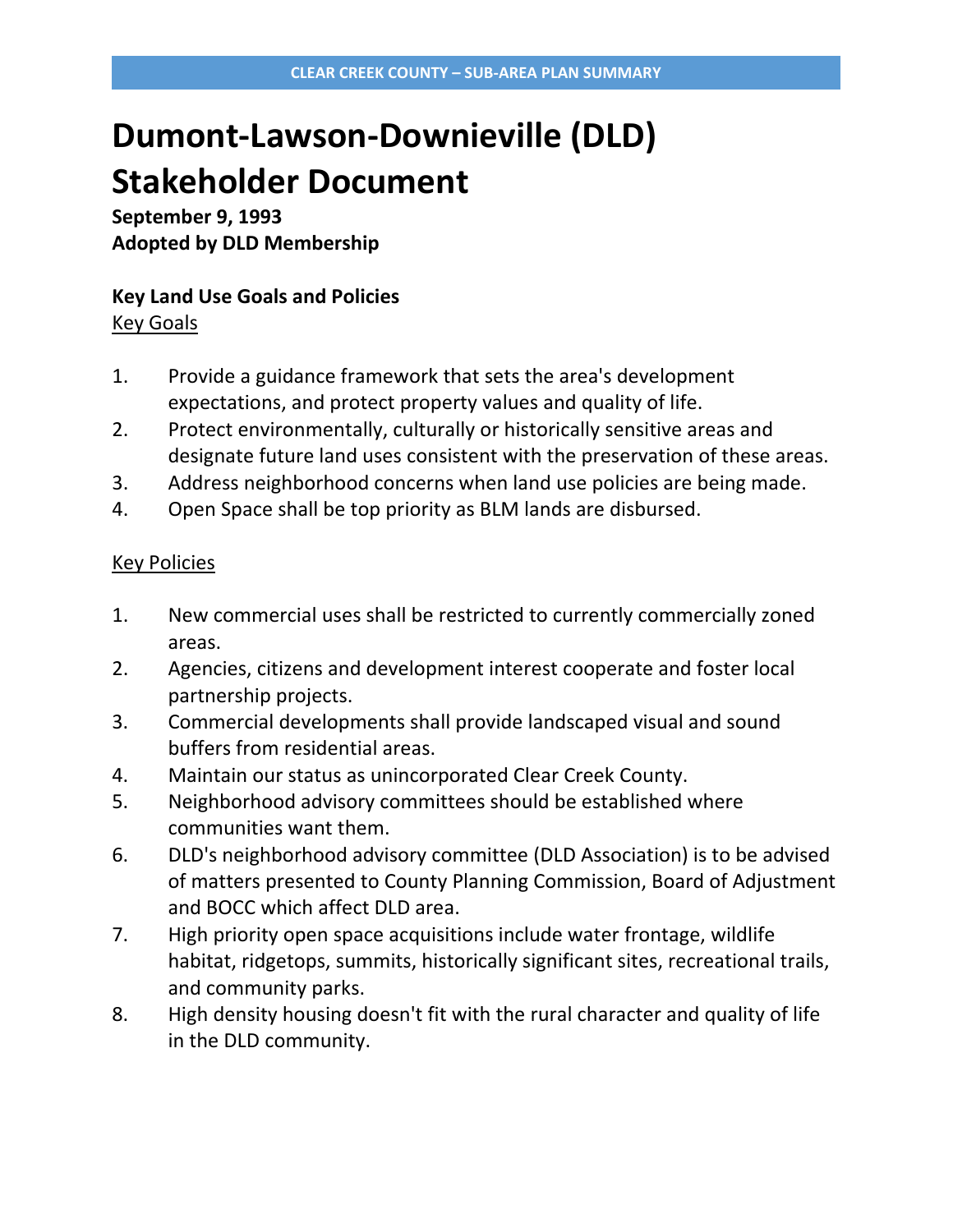# Dumont-Lawson-Downieville (DLD) Stakeholder Document

**September 9, 1993**
**Adopted by DLD Membership**

### Key Land Use Goals and Policies

Key Goals

1. Provide a guidance framework that sets the area's development expectations, and protect property values and quality of life.
2. Protect environmentally, culturally or historically sensitive areas and designate future land uses consistent with the preservation of these areas.
3. Address neighborhood concerns when land use policies are being made.
4. Open Space shall be top priority as BLM lands are disbursed.

Key Policies

1. New commercial uses shall be restricted to currently commercially zoned areas.
2. Agencies, citizens and development interest cooperate and foster local partnership projects.
3. Commercial developments shall provide landscaped visual and sound buffers from residential areas.
4. Maintain our status as unincorporated Clear Creek County.
5. Neighborhood advisory committees should be established where communities want them.
6. DLD's neighborhood advisory committee (DLD Association) is to be advised of matters presented to County Planning Commission, Board of Adjustment and BOCC which affect DLD area.
7. High priority open space acquisitions include water frontage, wildlife habitat, ridgetops, summits, historically significant sites, recreational trails, and community parks.
8. High density housing doesn't fit with the rural character and quality of life in the DLD community.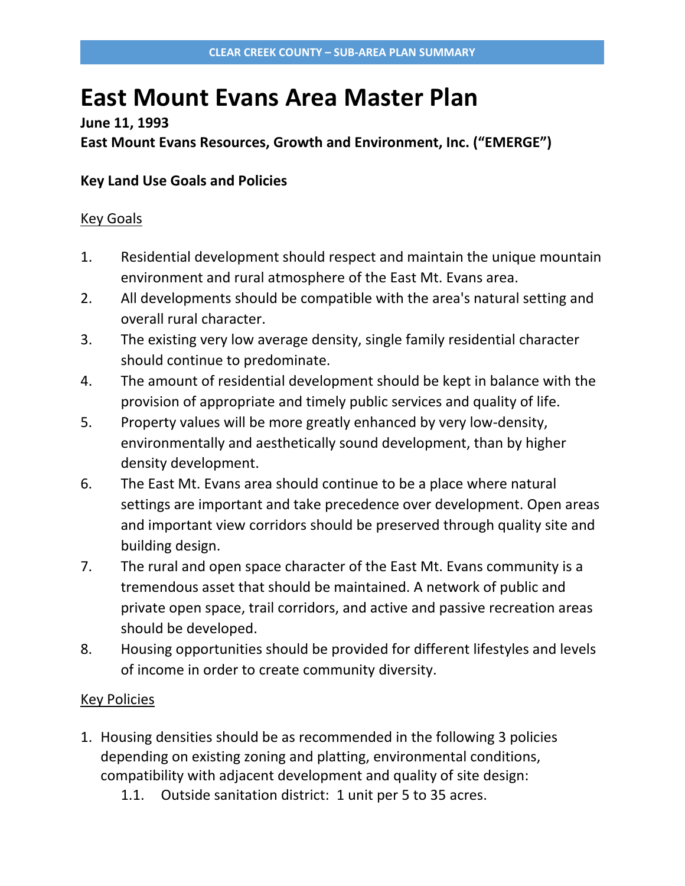# East Mount Evans Area Master Plan

**June 11, 1993**
**East Mount Evans Resources, Growth and Environment, Inc. ("EMERGE")**

**Key Land Use Goals and Policies**

Key Goals

1. Residential development should respect and maintain the unique mountain environment and rural atmosphere of the East Mt. Evans area.
2. All developments should be compatible with the area's natural setting and overall rural character.
3. The existing very low average density, single family residential character should continue to predominate.
4. The amount of residential development should be kept in balance with the provision of appropriate and timely public services and quality of life.
5. Property values will be more greatly enhanced by very low-density, environmentally and aesthetically sound development, than by higher density development.
6. The East Mt. Evans area should continue to be a place where natural settings are important and take precedence over development. Open areas and important view corridors should be preserved through quality site and building design.
7. The rural and open space character of the East Mt. Evans community is a tremendous asset that should be maintained. A network of public and private open space, trail corridors, and active and passive recreation areas should be developed.
8. Housing opportunities should be provided for different lifestyles and levels of income in order to create community diversity.

Key Policies

1. Housing densities should be as recommended in the following 3 policies depending on existing zoning and platting, environmental conditions, compatibility with adjacent development and quality of site design:
   - 1.1. Outside sanitation district: 1 unit per 5 to 35 acres.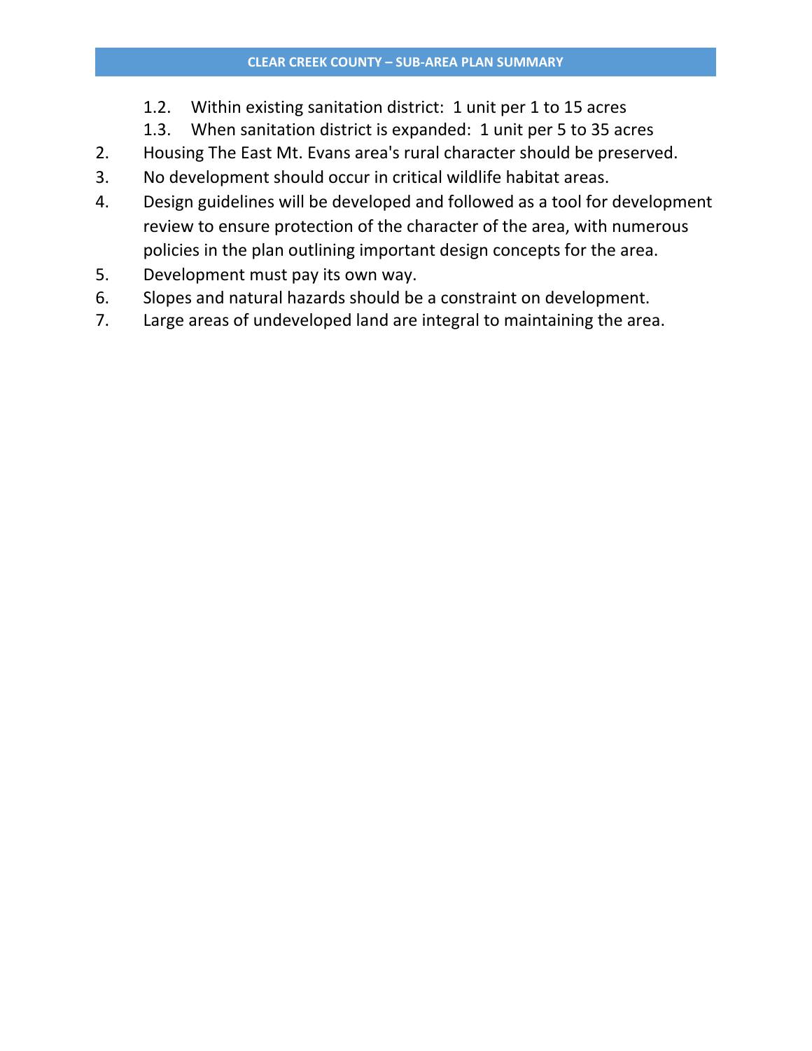1.2. Within existing sanitation district: 1 unit per 1 to 15 acres

1.3. When sanitation district is expanded: 1 unit per 5 to 35 acres

2. Housing The East Mt. Evans area's rural character should be preserved.
3. No development should occur in critical wildlife habitat areas.
4. Design guidelines will be developed and followed as a tool for development review to ensure protection of the character of the area, with numerous policies in the plan outlining important design concepts for the area.
5. Development must pay its own way.
6. Slopes and natural hazards should be a constraint on development.
7. Large areas of undeveloped land are integral to maintaining the area.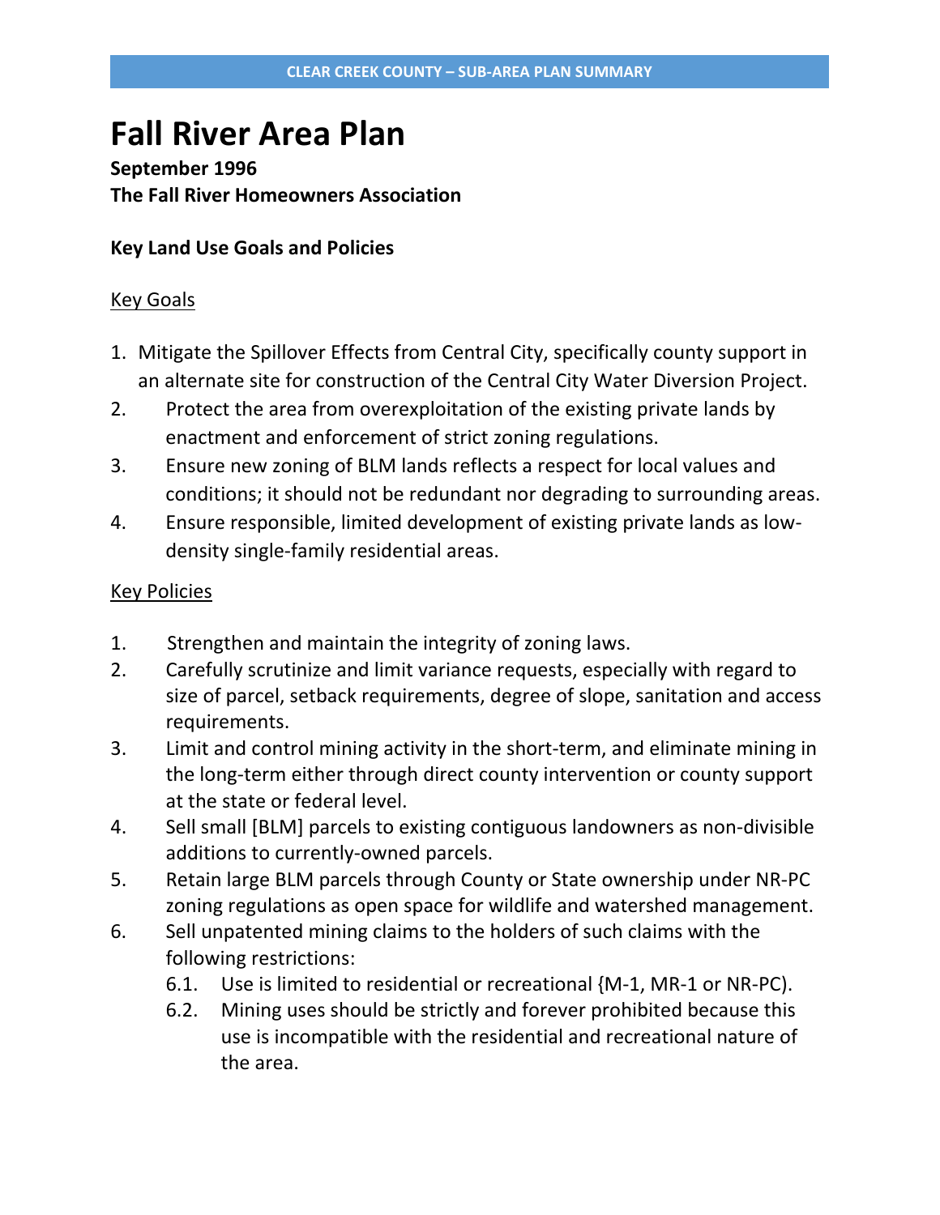# Fall River Area Plan

**September 1996**
**The Fall River Homeowners Association**

**Key Land Use Goals and Policies**

Key Goals

1. Mitigate the Spillover Effects from Central City, specifically county support in an alternate site for construction of the Central City Water Diversion Project.
2. Protect the area from overexploitation of the existing private lands by enactment and enforcement of strict zoning regulations.
3. Ensure new zoning of BLM lands reflects a respect for local values and conditions; it should not be redundant nor degrading to surrounding areas.
4. Ensure responsible, limited development of existing private lands as low-density single-family residential areas.

Key Policies

1. Strengthen and maintain the integrity of zoning laws.
2. Carefully scrutinize and limit variance requests, especially with regard to size of parcel, setback requirements, degree of slope, sanitation and access requirements.
3. Limit and control mining activity in the short-term, and eliminate mining in the long-term either through direct county intervention or county support at the state or federal level.
4. Sell small [BLM] parcels to existing contiguous landowners as non-divisible additions to currently-owned parcels.
5. Retain large BLM parcels through County or State ownership under NR-PC zoning regulations as open space for wildlife and watershed management.
6. Sell unpatented mining claims to the holders of such claims with the following restrictions:
   - 6.1. Use is limited to residential or recreational {M-1, MR-1 or NR-PC).
   - 6.2. Mining uses should be strictly and forever prohibited because this use is incompatible with the residential and recreational nature of the area.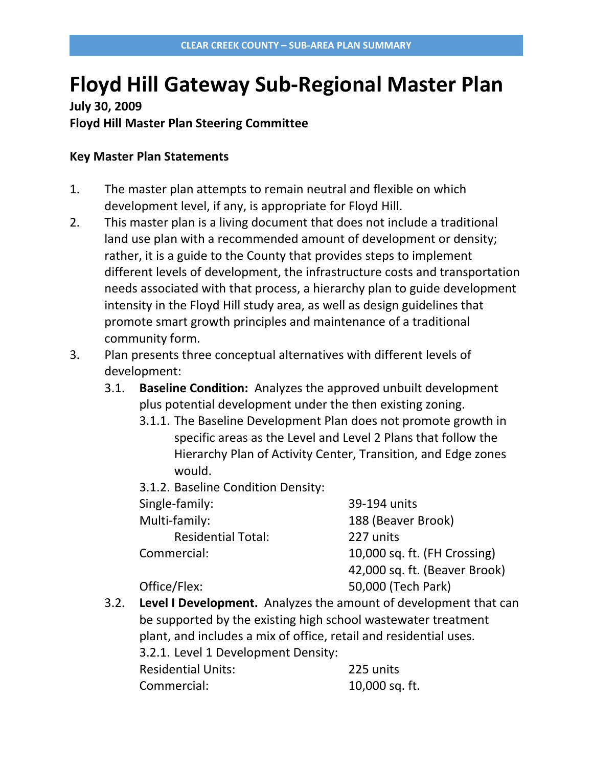# Floyd Hill Gateway Sub-Regional Master Plan

**July 30, 2009**
**Floyd Hill Master Plan Steering Committee**

**Key Master Plan Statements**

1. The master plan attempts to remain neutral and flexible on which development level, if any, is appropriate for Floyd Hill.
2. This master plan is a living document that does not include a traditional land use plan with a recommended amount of development or density; rather, it is a guide to the County that provides steps to implement different levels of development, the infrastructure costs and transportation needs associated with that process, a hierarchy plan to guide development intensity in the Floyd Hill study area, as well as design guidelines that promote smart growth principles and maintenance of a traditional community form.
3. Plan presents three conceptual alternatives with different levels of development:
   - 3.1. **Baseline Condition:** Analyzes the approved unbuilt development plus potential development under the then existing zoning.
     - 3.1.1. The Baseline Development Plan does not promote growth in specific areas as the Level and Level 2 Plans that follow the Hierarchy Plan of Activity Center, Transition, and Edge zones would.
     - 3.1.2. Baseline Condition Density:

| | |
|---|---|
| Single-family: | 39-194 units |
| Multi-family: | 188 (Beaver Brook) |
| Residential Total: | 227 units |
| Commercial: | 10,000 sq. ft. (FH Crossing) |
| | 42,000 sq. ft. (Beaver Brook) |
| Office/Flex: | 50,000 (Tech Park) |

   - 3.2. **Level I Development.** Analyzes the amount of development that can be supported by the existing high school wastewater treatment plant, and includes a mix of office, retail and residential uses.
     - 3.2.1. Level 1 Development Density:

| | |
|---|---|
| Residential Units: | 225 units |
| Commercial: | 10,000 sq. ft. |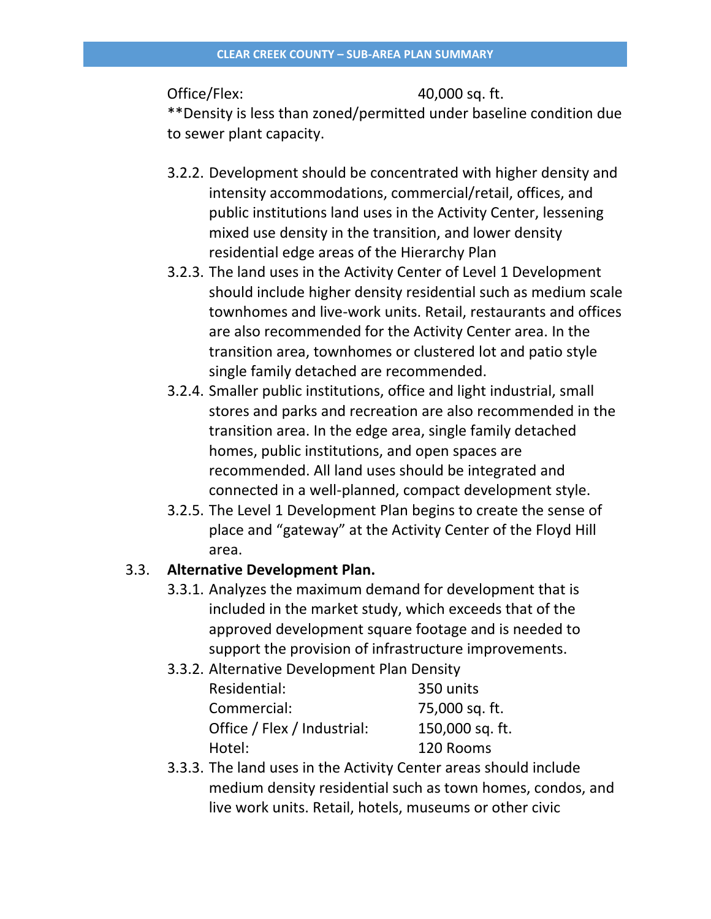Office/Flex: 40,000 sq. ft.

**Density is less than zoned/permitted under baseline condition due to sewer plant capacity.

3.2.2. Development should be concentrated with higher density and intensity accommodations, commercial/retail, offices, and public institutions land uses in the Activity Center, lessening mixed use density in the transition, and lower density residential edge areas of the Hierarchy Plan

3.2.3. The land uses in the Activity Center of Level 1 Development should include higher density residential such as medium scale townhomes and live-work units. Retail, restaurants and offices are also recommended for the Activity Center area. In the transition area, townhomes or clustered lot and patio style single family detached are recommended.

3.2.4. Smaller public institutions, office and light industrial, small stores and parks and recreation are also recommended in the transition area. In the edge area, single family detached homes, public institutions, and open spaces are recommended. All land uses should be integrated and connected in a well-planned, compact development style.

3.2.5. The Level 1 Development Plan begins to create the sense of place and "gateway" at the Activity Center of the Floyd Hill area.

3.3. **Alternative Development Plan.**

3.3.1. Analyzes the maximum demand for development that is included in the market study, which exceeds that of the approved development square footage and is needed to support the provision of infrastructure improvements.

3.3.2. Alternative Development Plan Density

| | |
|---|---|
| Residential: | 350 units |
| Commercial: | 75,000 sq. ft. |
| Office / Flex / Industrial: | 150,000 sq. ft. |
| Hotel: | 120 Rooms |

3.3.3. The land uses in the Activity Center areas should include medium density residential such as town homes, condos, and live work units. Retail, hotels, museums or other civic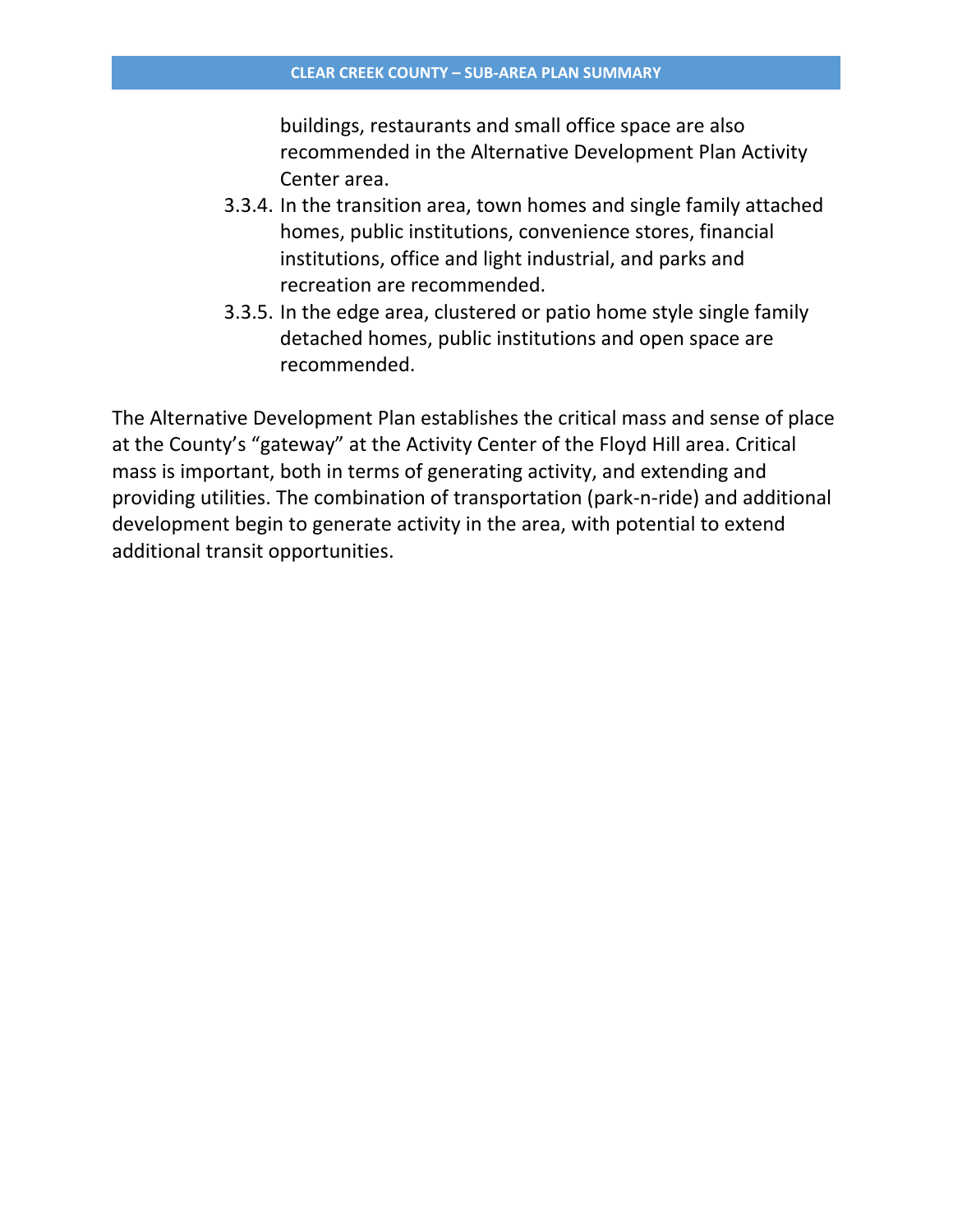buildings, restaurants and small office space are also recommended in the Alternative Development Plan Activity Center area.

3.3.4. In the transition area, town homes and single family attached homes, public institutions, convenience stores, financial institutions, office and light industrial, and parks and recreation are recommended.

3.3.5. In the edge area, clustered or patio home style single family detached homes, public institutions and open space are recommended.

The Alternative Development Plan establishes the critical mass and sense of place at the County's "gateway" at the Activity Center of the Floyd Hill area. Critical mass is important, both in terms of generating activity, and extending and providing utilities. The combination of transportation (park-n-ride) and additional development begin to generate activity in the area, with potential to extend additional transit opportunities.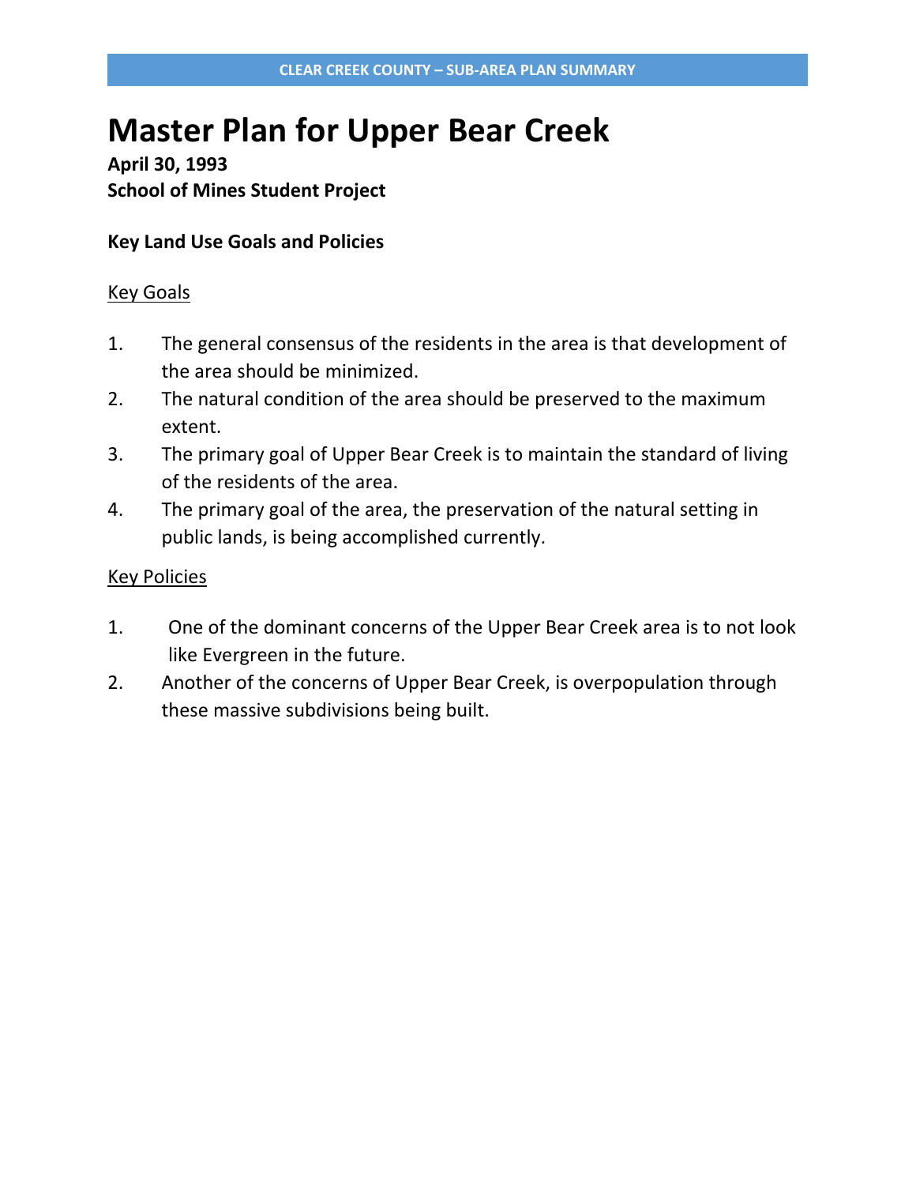# Master Plan for Upper Bear Creek

**April 30, 1993**
**School of Mines Student Project**

**Key Land Use Goals and Policies**

Key Goals

1. The general consensus of the residents in the area is that development of the area should be minimized.
2. The natural condition of the area should be preserved to the maximum extent.
3. The primary goal of Upper Bear Creek is to maintain the standard of living of the residents of the area.
4. The primary goal of the area, the preservation of the natural setting in public lands, is being accomplished currently.

Key Policies

1. One of the dominant concerns of the Upper Bear Creek area is to not look like Evergreen in the future.
2. Another of the concerns of Upper Bear Creek, is overpopulation through these massive subdivisions being built.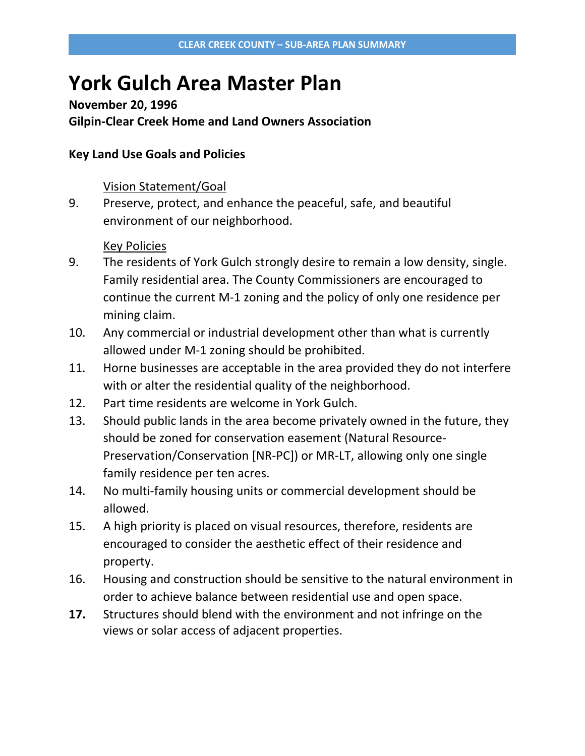# York Gulch Area Master Plan

**November 20, 1996**
**Gilpin-Clear Creek Home and Land Owners Association**

**Key Land Use Goals and Policies**

Vision Statement/Goal

9. Preserve, protect, and enhance the peaceful, safe, and beautiful environment of our neighborhood.

Key Policies

9. The residents of York Gulch strongly desire to remain a low density, single. Family residential area. The County Commissioners are encouraged to continue the current M-1 zoning and the policy of only one residence per mining claim.
10. Any commercial or industrial development other than what is currently allowed under M-1 zoning should be prohibited.
11. Horne businesses are acceptable in the area provided they do not interfere with or alter the residential quality of the neighborhood.
12. Part time residents are welcome in York Gulch.
13. Should public lands in the area become privately owned in the future, they should be zoned for conservation easement (Natural Resource-Preservation/Conservation [NR-PC]) or MR-LT, allowing only one single family residence per ten acres.
14. No multi-family housing units or commercial development should be allowed.
15. A high priority is placed on visual resources, therefore, residents are encouraged to consider the aesthetic effect of their residence and property.
16. Housing and construction should be sensitive to the natural environment in order to achieve balance between residential use and open space.
17. Structures should blend with the environment and not infringe on the views or solar access of adjacent properties.